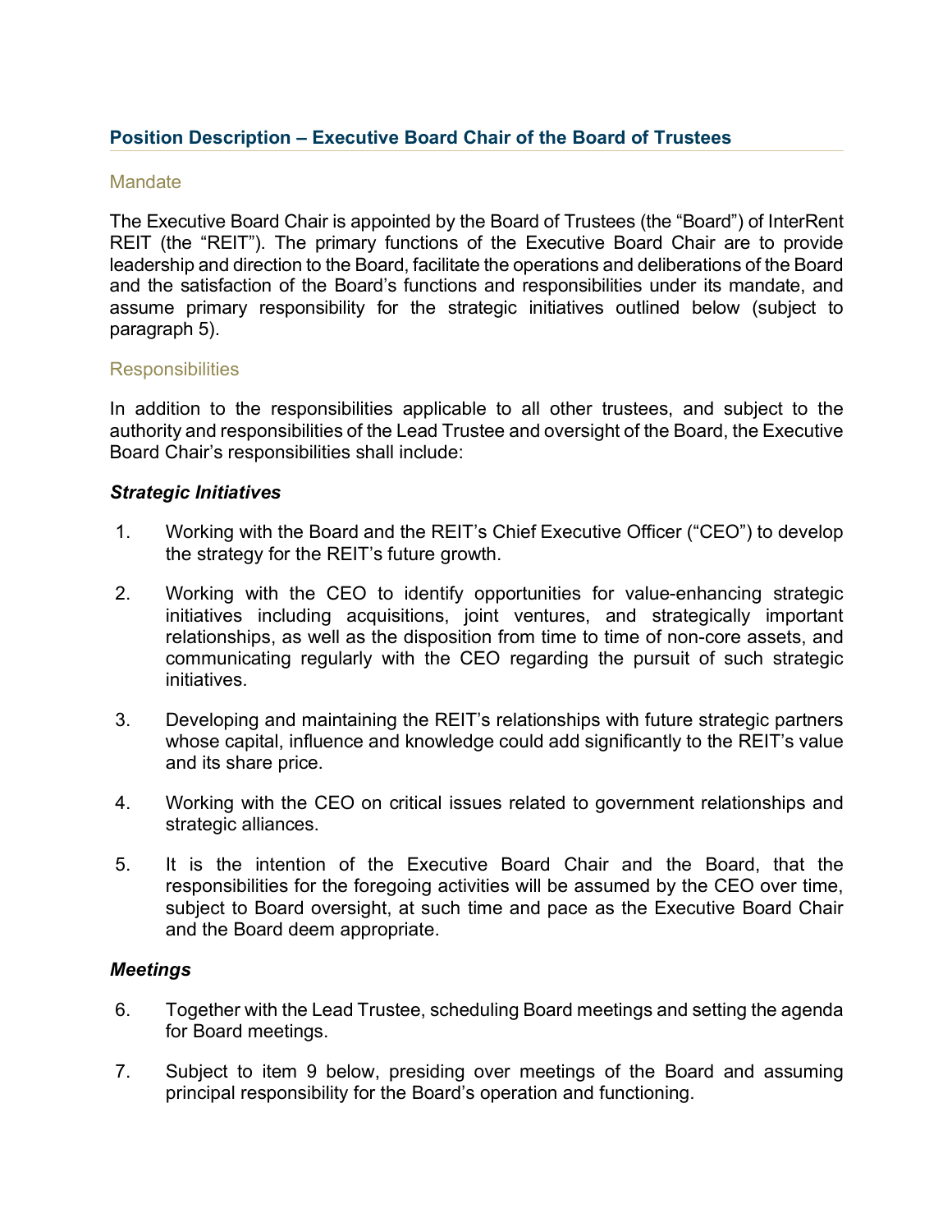## Position Description – Executive Board Chair of the Board of Trustees

### Mandate

The Executive Board Chair is appointed by the Board of Trustees (the "Board") of InterRent REIT (the "REIT"). The primary functions of the Executive Board Chair are to provide leadership and direction to the Board, facilitate the operations and deliberations of the Board and the satisfaction of the Board's functions and responsibilities under its mandate, and assume primary responsibility for the strategic initiatives outlined below (subject to paragraph 5).

### Responsibilities

In addition to the responsibilities applicable to all other trustees, and subject to the authority and responsibilities of the Lead Trustee and oversight of the Board, the Executive Board Chair's responsibilities shall include:

#### *Strategic Initiatives*

1. Working with the Board and the REIT's Chief Executive Officer ("CEO") to develop the strategy for the REIT's future growth.

2. Working with the CEO to identify opportunities for value-enhancing strategic initiatives including acquisitions, joint ventures, and strategically important relationships, as well as the disposition from time to time of non-core assets, and communicating regularly with the CEO regarding the pursuit of such strategic initiatives.

3. Developing and maintaining the REIT's relationships with future strategic partners whose capital, influence and knowledge could add significantly to the REIT's value and its share price.

4. Working with the CEO on critical issues related to government relationships and strategic alliances.

5. It is the intention of the Executive Board Chair and the Board, that the responsibilities for the foregoing activities will be assumed by the CEO over time, subject to Board oversight, at such time and pace as the Executive Board Chair and the Board deem appropriate.

#### *Meetings*

6. Together with the Lead Trustee, scheduling Board meetings and setting the agenda for Board meetings.

7. Subject to item 9 below, presiding over meetings of the Board and assuming principal responsibility for the Board's operation and functioning.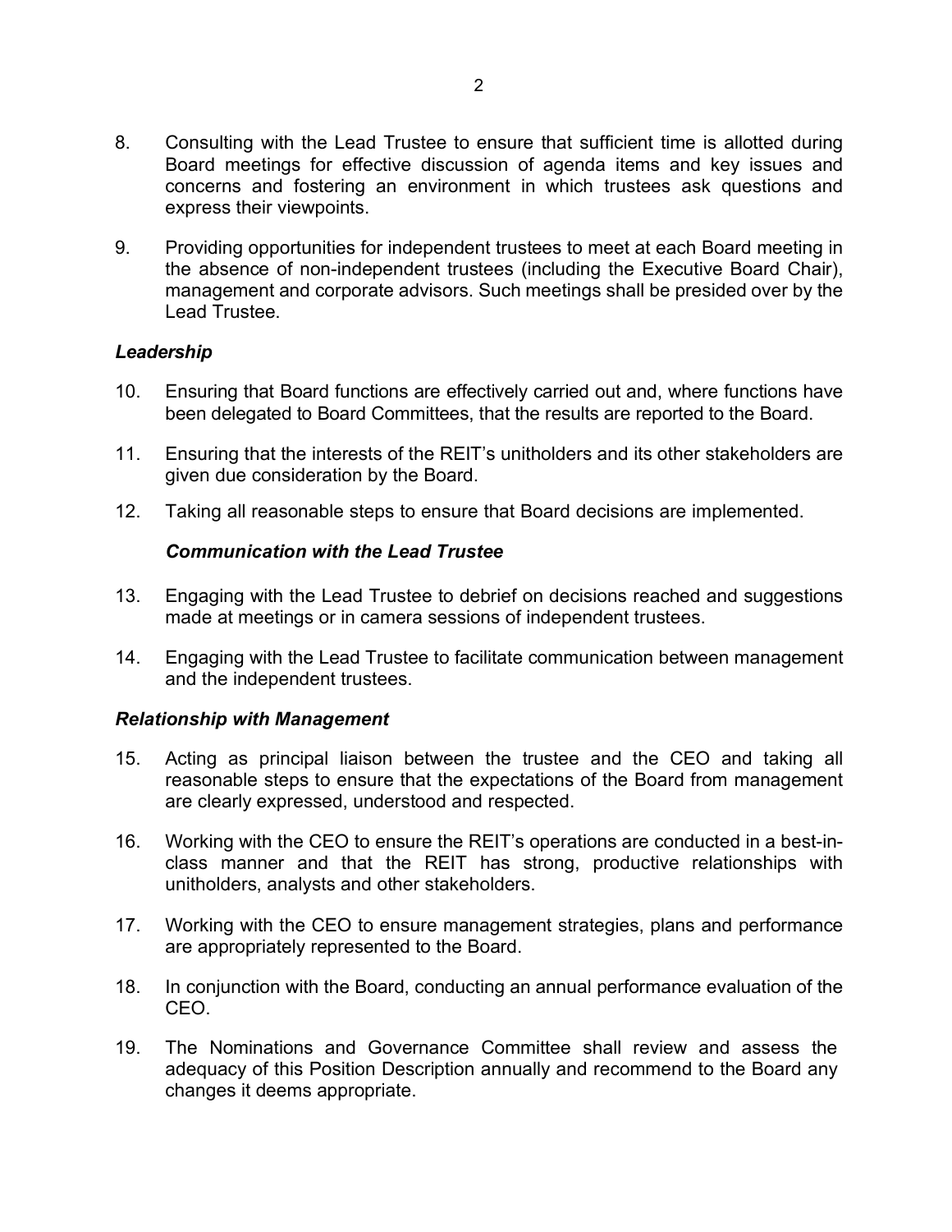8. Consulting with the Lead Trustee to ensure that sufficient time is allotted during Board meetings for effective discussion of agenda items and key issues and concerns and fostering an environment in which trustees ask questions and express their viewpoints.

9. Providing opportunities for independent trustees to meet at each Board meeting in the absence of non-independent trustees (including the Executive Board Chair), management and corporate advisors. Such meetings shall be presided over by the Lead Trustee.

***Leadership***

10. Ensuring that Board functions are effectively carried out and, where functions have been delegated to Board Committees, that the results are reported to the Board.

11. Ensuring that the interests of the REIT's unitholders and its other stakeholders are given due consideration by the Board.

12. Taking all reasonable steps to ensure that Board decisions are implemented.

***Communication with the Lead Trustee***

13. Engaging with the Lead Trustee to debrief on decisions reached and suggestions made at meetings or in camera sessions of independent trustees.

14. Engaging with the Lead Trustee to facilitate communication between management and the independent trustees.

***Relationship with Management***

15. Acting as principal liaison between the trustee and the CEO and taking all reasonable steps to ensure that the expectations of the Board from management are clearly expressed, understood and respected.

16. Working with the CEO to ensure the REIT's operations are conducted in a best-in-class manner and that the REIT has strong, productive relationships with unitholders, analysts and other stakeholders.

17. Working with the CEO to ensure management strategies, plans and performance are appropriately represented to the Board.

18. In conjunction with the Board, conducting an annual performance evaluation of the CEO.

19. The Nominations and Governance Committee shall review and assess the adequacy of this Position Description annually and recommend to the Board any changes it deems appropriate.